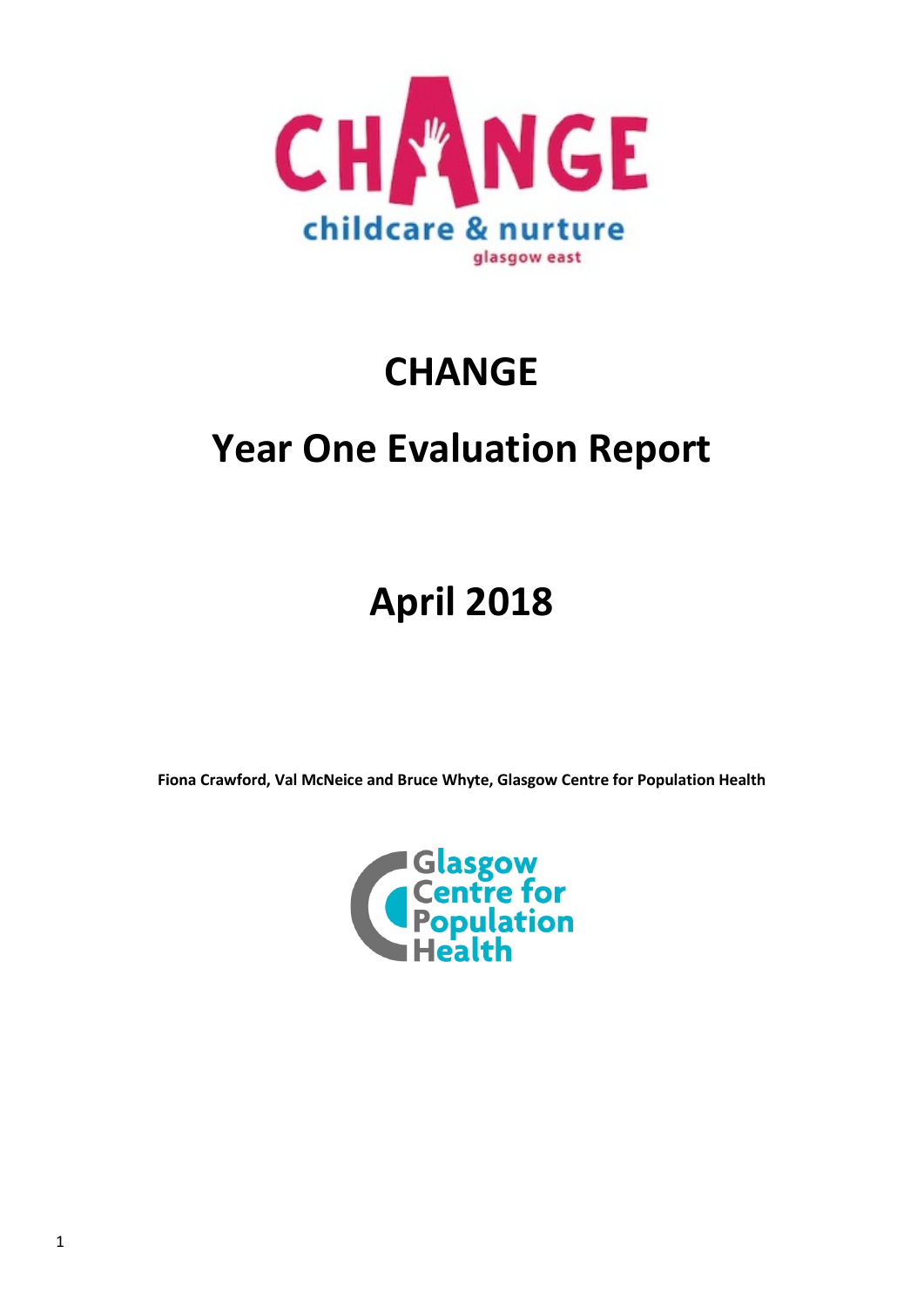# CHANGE

# Year One Evaluation Report

# April 2018

**Fiona Crawford, Val McNeice and Bruce Whyte, Glasgow Centre for Population Health**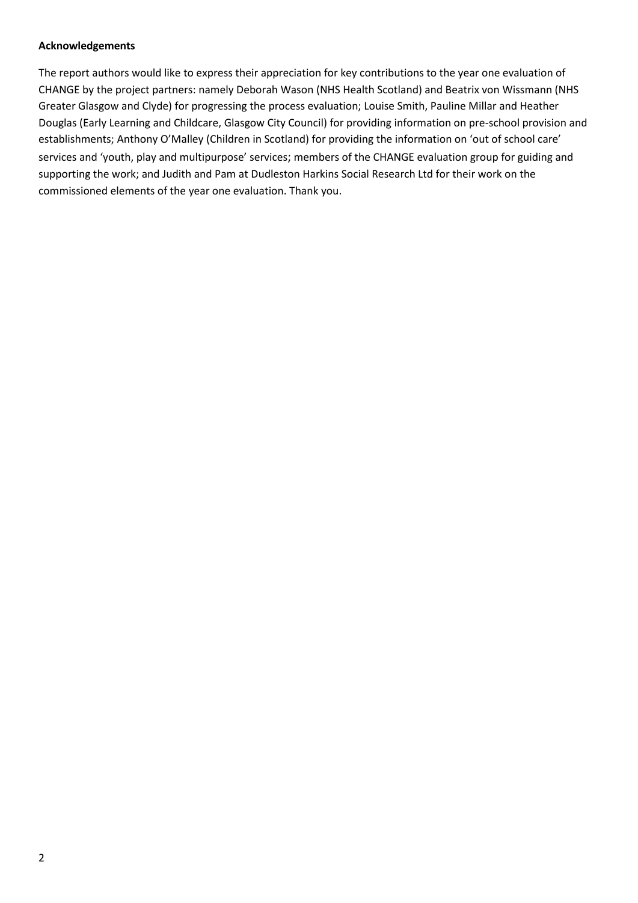**Acknowledgements**

The report authors would like to express their appreciation for key contributions to the year one evaluation of CHANGE by the project partners: namely Deborah Wason (NHS Health Scotland) and Beatrix von Wissmann (NHS Greater Glasgow and Clyde) for progressing the process evaluation; Louise Smith, Pauline Millar and Heather Douglas (Early Learning and Childcare, Glasgow City Council) for providing information on pre-school provision and establishments; Anthony O'Malley (Children in Scotland) for providing the information on 'out of school care' services and 'youth, play and multipurpose' services; members of the CHANGE evaluation group for guiding and supporting the work; and Judith and Pam at Dudleston Harkins Social Research Ltd for their work on the commissioned elements of the year one evaluation. Thank you.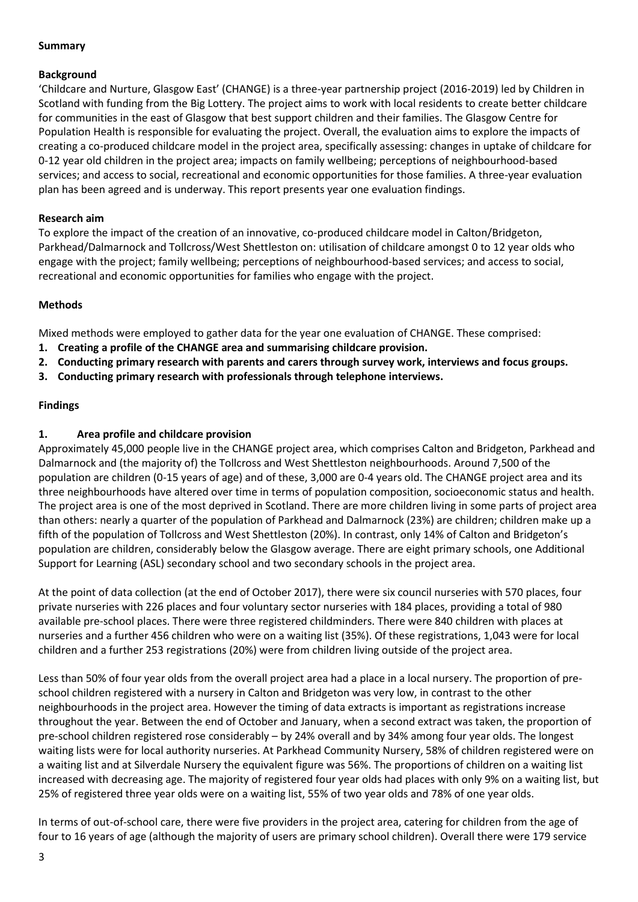**Summary**

**Background**

'Childcare and Nurture, Glasgow East' (CHANGE) is a three-year partnership project (2016-2019) led by Children in Scotland with funding from the Big Lottery. The project aims to work with local residents to create better childcare for communities in the east of Glasgow that best support children and their families. The Glasgow Centre for Population Health is responsible for evaluating the project. Overall, the evaluation aims to explore the impacts of creating a co-produced childcare model in the project area, specifically assessing: changes in uptake of childcare for 0-12 year old children in the project area; impacts on family wellbeing; perceptions of neighbourhood-based services; and access to social, recreational and economic opportunities for those families. A three-year evaluation plan has been agreed and is underway. This report presents year one evaluation findings.

**Research aim**

To explore the impact of the creation of an innovative, co-produced childcare model in Calton/Bridgeton, Parkhead/Dalmarnock and Tollcross/West Shettleston on: utilisation of childcare amongst 0 to 12 year olds who engage with the project; family wellbeing; perceptions of neighbourhood-based services; and access to social, recreational and economic opportunities for families who engage with the project.

**Methods**

Mixed methods were employed to gather data for the year one evaluation of CHANGE. These comprised:

1. **Creating a profile of the CHANGE area and summarising childcare provision.**
2. **Conducting primary research with parents and carers through survey work, interviews and focus groups.**
3. **Conducting primary research with professionals through telephone interviews.**

**Findings**

**1. Area profile and childcare provision**

Approximately 45,000 people live in the CHANGE project area, which comprises Calton and Bridgeton, Parkhead and Dalmarnock and (the majority of) the Tollcross and West Shettleston neighbourhoods. Around 7,500 of the population are children (0-15 years of age) and of these, 3,000 are 0-4 years old. The CHANGE project area and its three neighbourhoods have altered over time in terms of population composition, socioeconomic status and health. The project area is one of the most deprived in Scotland. There are more children living in some parts of project area than others: nearly a quarter of the population of Parkhead and Dalmarnock (23%) are children; children make up a fifth of the population of Tollcross and West Shettleston (20%). In contrast, only 14% of Calton and Bridgeton's population are children, considerably below the Glasgow average. There are eight primary schools, one Additional Support for Learning (ASL) secondary school and two secondary schools in the project area.

At the point of data collection (at the end of October 2017), there were six council nurseries with 570 places, four private nurseries with 226 places and four voluntary sector nurseries with 184 places, providing a total of 980 available pre-school places. There were three registered childminders. There were 840 children with places at nurseries and a further 456 children who were on a waiting list (35%). Of these registrations, 1,043 were for local children and a further 253 registrations (20%) were from children living outside of the project area.

Less than 50% of four year olds from the overall project area had a place in a local nursery. The proportion of pre-school children registered with a nursery in Calton and Bridgeton was very low, in contrast to the other neighbourhoods in the project area. However the timing of data extracts is important as registrations increase throughout the year. Between the end of October and January, when a second extract was taken, the proportion of pre-school children registered rose considerably – by 24% overall and by 34% among four year olds. The longest waiting lists were for local authority nurseries. At Parkhead Community Nursery, 58% of children registered were on a waiting list and at Silverdale Nursery the equivalent figure was 56%. The proportions of children on a waiting list increased with decreasing age. The majority of registered four year olds had places with only 9% on a waiting list, but 25% of registered three year olds were on a waiting list, 55% of two year olds and 78% of one year olds.

In terms of out-of-school care, there were five providers in the project area, catering for children from the age of four to 16 years of age (although the majority of users are primary school children). Overall there were 179 service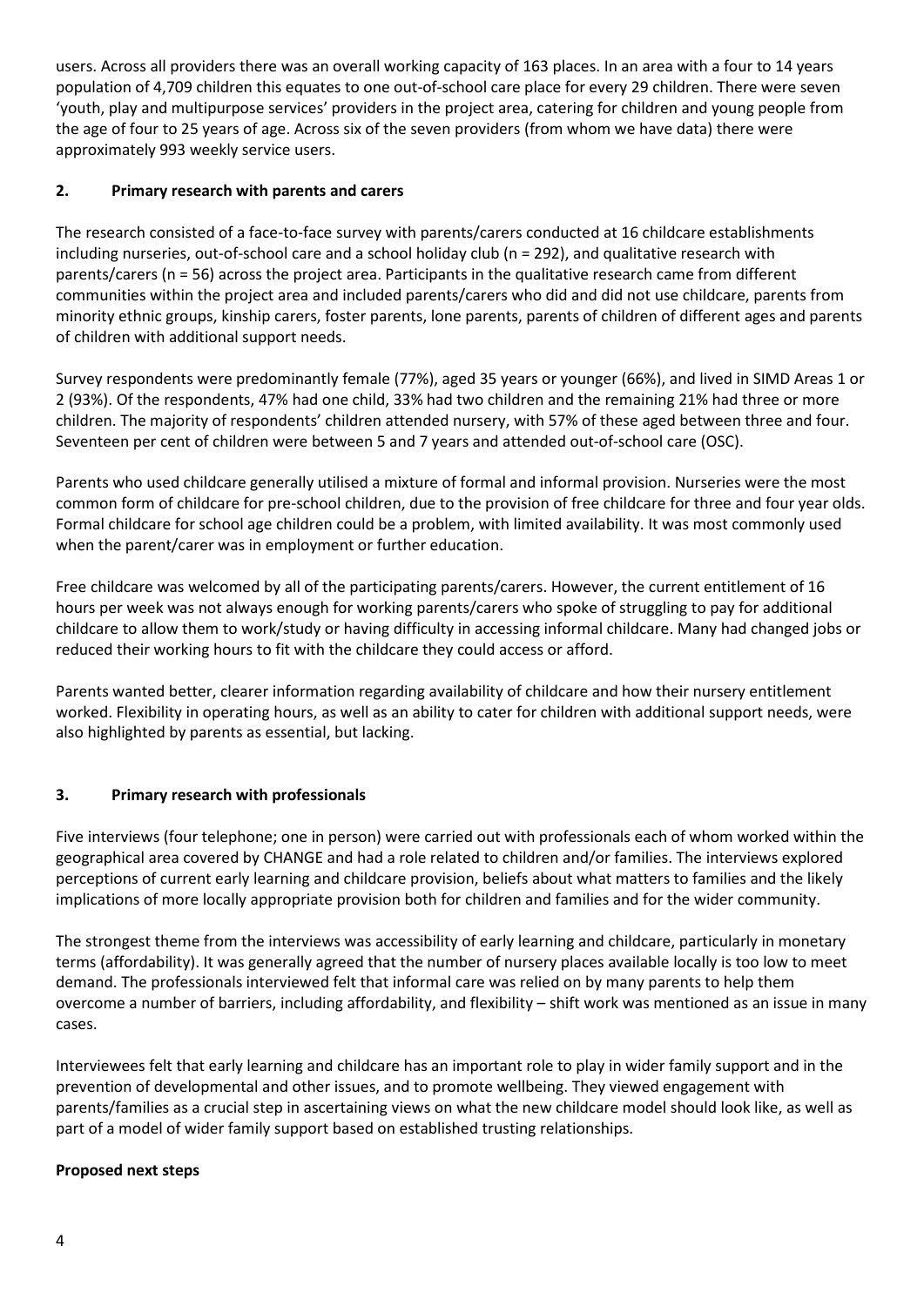users. Across all providers there was an overall working capacity of 163 places. In an area with a four to 14 years population of 4,709 children this equates to one out-of-school care place for every 29 children. There were seven 'youth, play and multipurpose services' providers in the project area, catering for children and young people from the age of four to 25 years of age. Across six of the seven providers (from whom we have data) there were approximately 993 weekly service users.

## 2. Primary research with parents and carers

The research consisted of a face-to-face survey with parents/carers conducted at 16 childcare establishments including nurseries, out-of-school care and a school holiday club (n = 292), and qualitative research with parents/carers (n = 56) across the project area. Participants in the qualitative research came from different communities within the project area and included parents/carers who did and did not use childcare, parents from minority ethnic groups, kinship carers, foster parents, lone parents, parents of children of different ages and parents of children with additional support needs.

Survey respondents were predominantly female (77%), aged 35 years or younger (66%), and lived in SIMD Areas 1 or 2 (93%). Of the respondents, 47% had one child, 33% had two children and the remaining 21% had three or more children. The majority of respondents' children attended nursery, with 57% of these aged between three and four. Seventeen per cent of children were between 5 and 7 years and attended out-of-school care (OSC).

Parents who used childcare generally utilised a mixture of formal and informal provision. Nurseries were the most common form of childcare for pre-school children, due to the provision of free childcare for three and four year olds. Formal childcare for school age children could be a problem, with limited availability. It was most commonly used when the parent/carer was in employment or further education.

Free childcare was welcomed by all of the participating parents/carers. However, the current entitlement of 16 hours per week was not always enough for working parents/carers who spoke of struggling to pay for additional childcare to allow them to work/study or having difficulty in accessing informal childcare. Many had changed jobs or reduced their working hours to fit with the childcare they could access or afford.

Parents wanted better, clearer information regarding availability of childcare and how their nursery entitlement worked. Flexibility in operating hours, as well as an ability to cater for children with additional support needs, were also highlighted by parents as essential, but lacking.

## 3. Primary research with professionals

Five interviews (four telephone; one in person) were carried out with professionals each of whom worked within the geographical area covered by CHANGE and had a role related to children and/or families. The interviews explored perceptions of current early learning and childcare provision, beliefs about what matters to families and the likely implications of more locally appropriate provision both for children and families and for the wider community.

The strongest theme from the interviews was accessibility of early learning and childcare, particularly in monetary terms (affordability). It was generally agreed that the number of nursery places available locally is too low to meet demand. The professionals interviewed felt that informal care was relied on by many parents to help them overcome a number of barriers, including affordability, and flexibility – shift work was mentioned as an issue in many cases.

Interviewees felt that early learning and childcare has an important role to play in wider family support and in the prevention of developmental and other issues, and to promote wellbeing. They viewed engagement with parents/families as a crucial step in ascertaining views on what the new childcare model should look like, as well as part of a model of wider family support based on established trusting relationships.

## Proposed next steps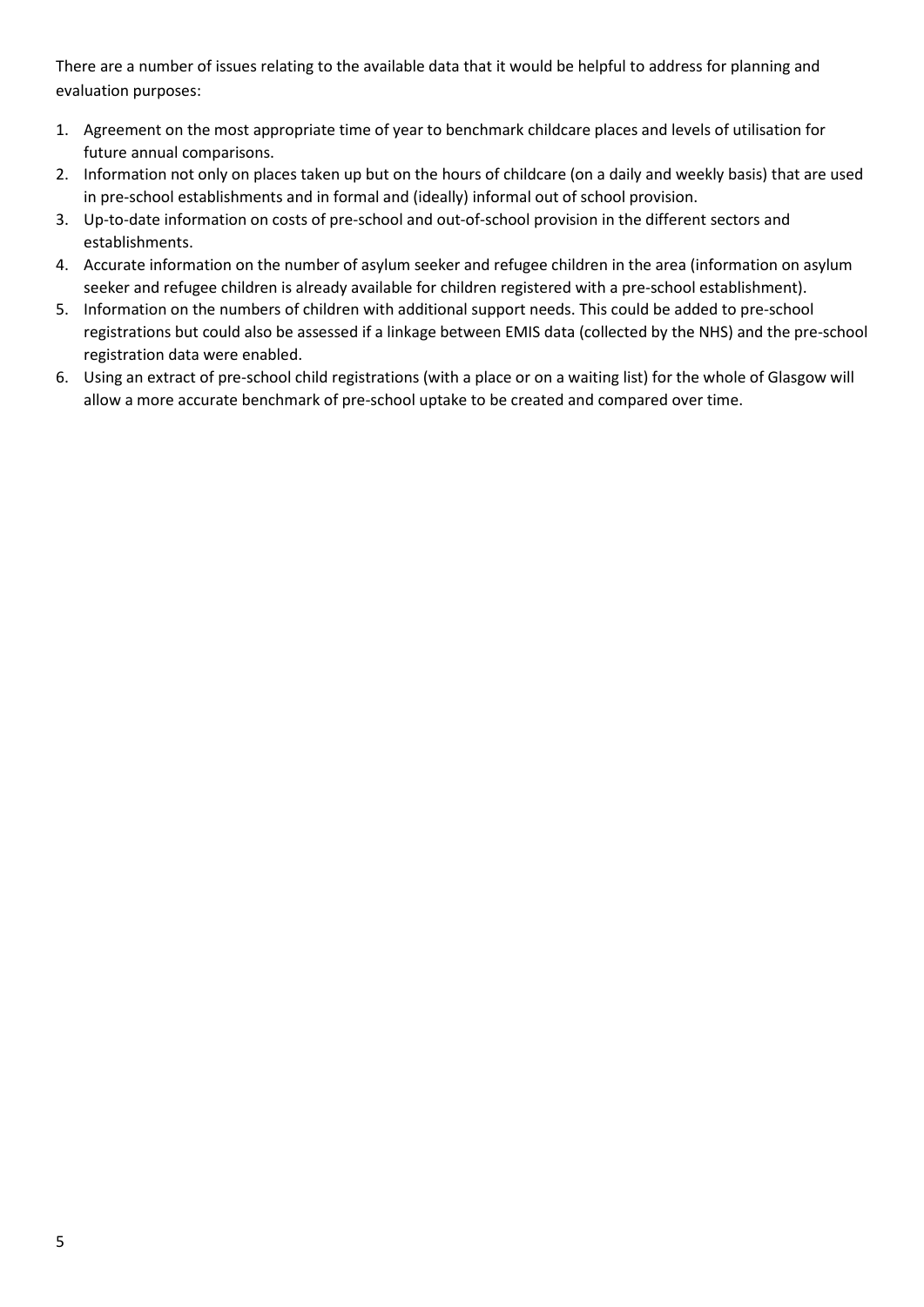There are a number of issues relating to the available data that it would be helpful to address for planning and evaluation purposes:

1. Agreement on the most appropriate time of year to benchmark childcare places and levels of utilisation for future annual comparisons.
2. Information not only on places taken up but on the hours of childcare (on a daily and weekly basis) that are used in pre-school establishments and in formal and (ideally) informal out of school provision.
3. Up-to-date information on costs of pre-school and out-of-school provision in the different sectors and establishments.
4. Accurate information on the number of asylum seeker and refugee children in the area (information on asylum seeker and refugee children is already available for children registered with a pre-school establishment).
5. Information on the numbers of children with additional support needs. This could be added to pre-school registrations but could also be assessed if a linkage between EMIS data (collected by the NHS) and the pre-school registration data were enabled.
6. Using an extract of pre-school child registrations (with a place or on a waiting list) for the whole of Glasgow will allow a more accurate benchmark of pre-school uptake to be created and compared over time.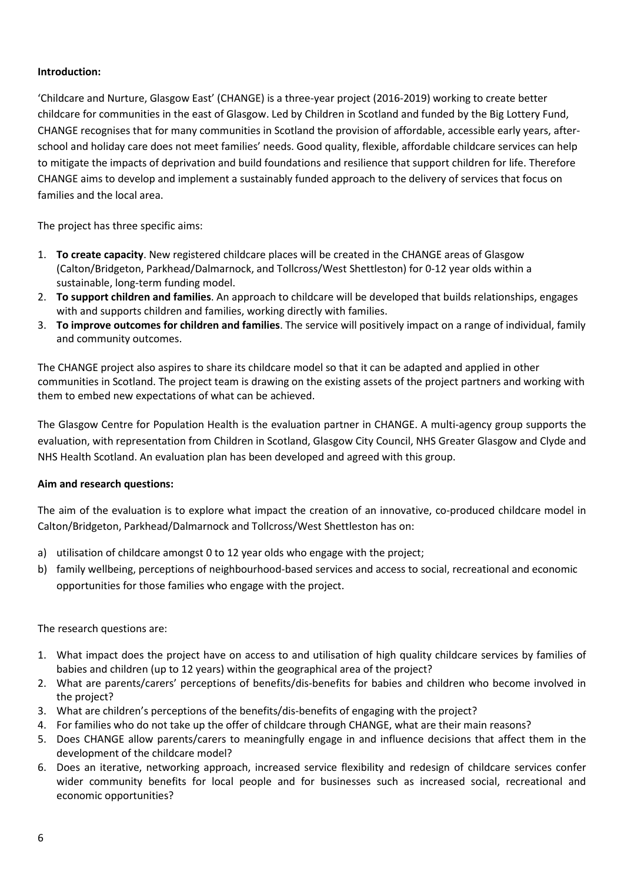**Introduction:**

'Childcare and Nurture, Glasgow East' (CHANGE) is a three-year project (2016-2019) working to create better childcare for communities in the east of Glasgow. Led by Children in Scotland and funded by the Big Lottery Fund, CHANGE recognises that for many communities in Scotland the provision of affordable, accessible early years, after-school and holiday care does not meet families' needs. Good quality, flexible, affordable childcare services can help to mitigate the impacts of deprivation and build foundations and resilience that support children for life. Therefore CHANGE aims to develop and implement a sustainably funded approach to the delivery of services that focus on families and the local area.

The project has three specific aims:

1. **To create capacity**. New registered childcare places will be created in the CHANGE areas of Glasgow (Calton/Bridgeton, Parkhead/Dalmarnock, and Tollcross/West Shettleston) for 0-12 year olds within a sustainable, long-term funding model.
2. **To support children and families**. An approach to childcare will be developed that builds relationships, engages with and supports children and families, working directly with families.
3. **To improve outcomes for children and families**. The service will positively impact on a range of individual, family and community outcomes.

The CHANGE project also aspires to share its childcare model so that it can be adapted and applied in other communities in Scotland. The project team is drawing on the existing assets of the project partners and working with them to embed new expectations of what can be achieved.

The Glasgow Centre for Population Health is the evaluation partner in CHANGE. A multi-agency group supports the evaluation, with representation from Children in Scotland, Glasgow City Council, NHS Greater Glasgow and Clyde and NHS Health Scotland. An evaluation plan has been developed and agreed with this group.

**Aim and research questions:**

The aim of the evaluation is to explore what impact the creation of an innovative, co-produced childcare model in Calton/Bridgeton, Parkhead/Dalmarnock and Tollcross/West Shettleston has on:

a) utilisation of childcare amongst 0 to 12 year olds who engage with the project;
b) family wellbeing, perceptions of neighbourhood-based services and access to social, recreational and economic opportunities for those families who engage with the project.

The research questions are:

1. What impact does the project have on access to and utilisation of high quality childcare services by families of babies and children (up to 12 years) within the geographical area of the project?
2. What are parents/carers' perceptions of benefits/dis-benefits for babies and children who become involved in the project?
3. What are children's perceptions of the benefits/dis-benefits of engaging with the project?
4. For families who do not take up the offer of childcare through CHANGE, what are their main reasons?
5. Does CHANGE allow parents/carers to meaningfully engage in and influence decisions that affect them in the development of the childcare model?
6. Does an iterative, networking approach, increased service flexibility and redesign of childcare services confer wider community benefits for local people and for businesses such as increased social, recreational and economic opportunities?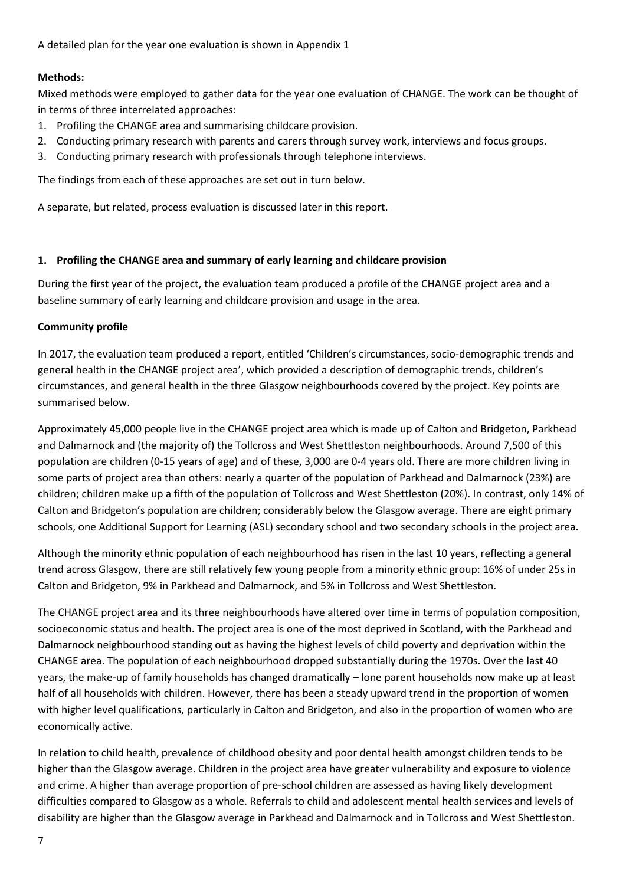A detailed plan for the year one evaluation is shown in Appendix 1

**Methods:**

Mixed methods were employed to gather data for the year one evaluation of CHANGE. The work can be thought of in terms of three interrelated approaches:

1. Profiling the CHANGE area and summarising childcare provision.
2. Conducting primary research with parents and carers through survey work, interviews and focus groups.
3. Conducting primary research with professionals through telephone interviews.

The findings from each of these approaches are set out in turn below.

A separate, but related, process evaluation is discussed later in this report.

**1. Profiling the CHANGE area and summary of early learning and childcare provision**

During the first year of the project, the evaluation team produced a profile of the CHANGE project area and a baseline summary of early learning and childcare provision and usage in the area.

**Community profile**

In 2017, the evaluation team produced a report, entitled 'Children's circumstances, socio-demographic trends and general health in the CHANGE project area', which provided a description of demographic trends, children's circumstances, and general health in the three Glasgow neighbourhoods covered by the project. Key points are summarised below.

Approximately 45,000 people live in the CHANGE project area which is made up of Calton and Bridgeton, Parkhead and Dalmarnock and (the majority of) the Tollcross and West Shettleston neighbourhoods. Around 7,500 of this population are children (0-15 years of age) and of these, 3,000 are 0-4 years old. There are more children living in some parts of project area than others: nearly a quarter of the population of Parkhead and Dalmarnock (23%) are children; children make up a fifth of the population of Tollcross and West Shettleston (20%). In contrast, only 14% of Calton and Bridgeton's population are children; considerably below the Glasgow average. There are eight primary schools, one Additional Support for Learning (ASL) secondary school and two secondary schools in the project area.

Although the minority ethnic population of each neighbourhood has risen in the last 10 years, reflecting a general trend across Glasgow, there are still relatively few young people from a minority ethnic group: 16% of under 25s in Calton and Bridgeton, 9% in Parkhead and Dalmarnock, and 5% in Tollcross and West Shettleston.

The CHANGE project area and its three neighbourhoods have altered over time in terms of population composition, socioeconomic status and health. The project area is one of the most deprived in Scotland, with the Parkhead and Dalmarnock neighbourhood standing out as having the highest levels of child poverty and deprivation within the CHANGE area. The population of each neighbourhood dropped substantially during the 1970s. Over the last 40 years, the make-up of family households has changed dramatically – lone parent households now make up at least half of all households with children. However, there has been a steady upward trend in the proportion of women with higher level qualifications, particularly in Calton and Bridgeton, and also in the proportion of women who are economically active.

In relation to child health, prevalence of childhood obesity and poor dental health amongst children tends to be higher than the Glasgow average. Children in the project area have greater vulnerability and exposure to violence and crime. A higher than average proportion of pre-school children are assessed as having likely development difficulties compared to Glasgow as a whole. Referrals to child and adolescent mental health services and levels of disability are higher than the Glasgow average in Parkhead and Dalmarnock and in Tollcross and West Shettleston.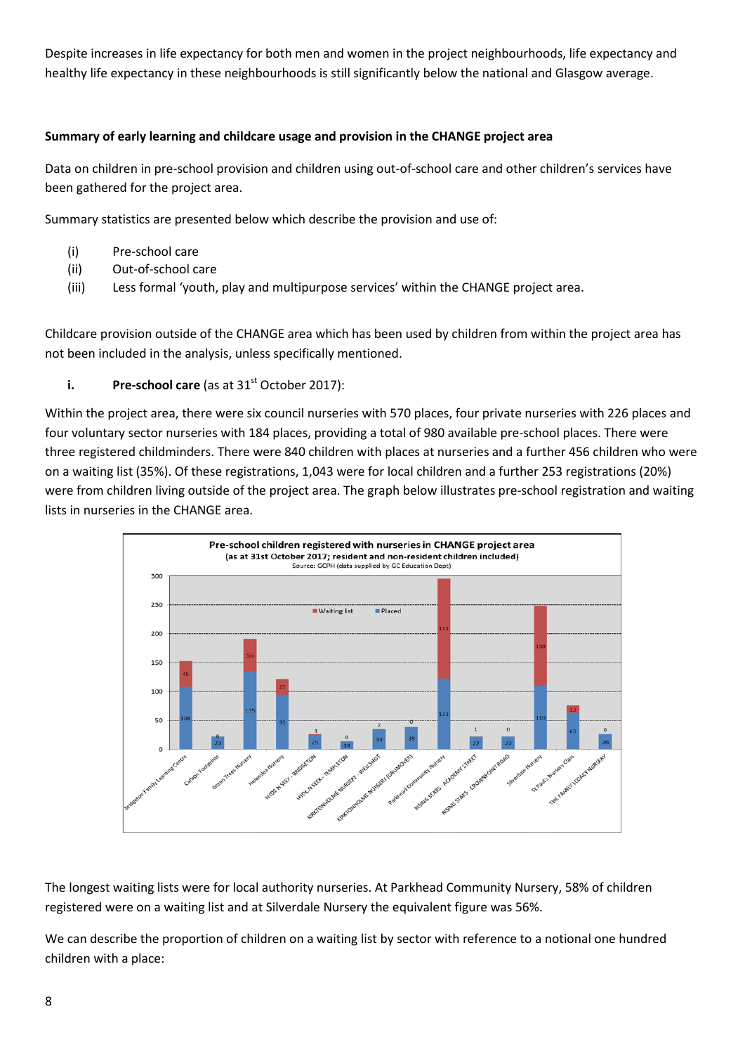Despite increases in life expectancy for both men and women in the project neighbourhoods, life expectancy and healthy life expectancy in these neighbourhoods is still significantly below the national and Glasgow average.

**Summary of early learning and childcare usage and provision in the CHANGE project area**

Data on children in pre-school provision and children using out-of-school care and other children's services have been gathered for the project area.

Summary statistics are presented below which describe the provision and use of:

(i) Pre-school care
(ii) Out-of-school care
(iii) Less formal 'youth, play and multipurpose services' within the CHANGE project area.

Childcare provision outside of the CHANGE area which has been used by children from within the project area has not been included in the analysis, unless specifically mentioned.

**i. Pre-school care** (as at 31st October 2017):

Within the project area, there were six council nurseries with 570 places, four private nurseries with 226 places and four voluntary sector nurseries with 184 places, providing a total of 980 available pre-school places. There were three registered childminders. There were 840 children with places at nurseries and a further 456 children who were on a waiting list (35%). Of these registrations, 1,043 were for local children and a further 253 registrations (20%) were from children living outside of the project area. The graph below illustrates pre-school registration and waiting lists in nurseries in the CHANGE area.

**Pre-school children registered with nurseries in CHANGE project area**
(as at 31st October 2017; resident and non-resident children included)
Source: GCPH (data supplied by GC Education Dept)

| Nursery | Placed | Waiting list |
|---|---|---|
| Bridgeton Family Learning Centre | 108 | 45 |
| Carlton Footprints | 23 | 0 |
| Green Trees Nursery | 135 | 56 |
| Helenslea Nursery | 95 | 27 |
| HYDE N SEEK - BRIDGETON | 25 | 1 |
| HYDE N SEEK - TEMPLETON | 14 | 0 |
| KIRKTONHOLME NURSERY - WELLSHOT | 34 | 2 |
| KIRKTONHOLME NURSERY (DRUMOVER) | 39 | 0 |
| Parkhead Community Nursery | 123 | 173 |
| RISING STARS - ACADEMY STREET | 22 | 1 |
| RISING STARS - CROWNPOINT ROAD | 23 | 0 |
| Silverdale Nursery | 110 | 138 |
| St Paul's Nursery Class | 63 | 13 |
| THE FAMILY LEGACY NURSERY | 26 | 0 |

The longest waiting lists were for local authority nurseries. At Parkhead Community Nursery, 58% of children registered were on a waiting list and at Silverdale Nursery the equivalent figure was 56%.

We can describe the proportion of children on a waiting list by sector with reference to a notional one hundred children with a place: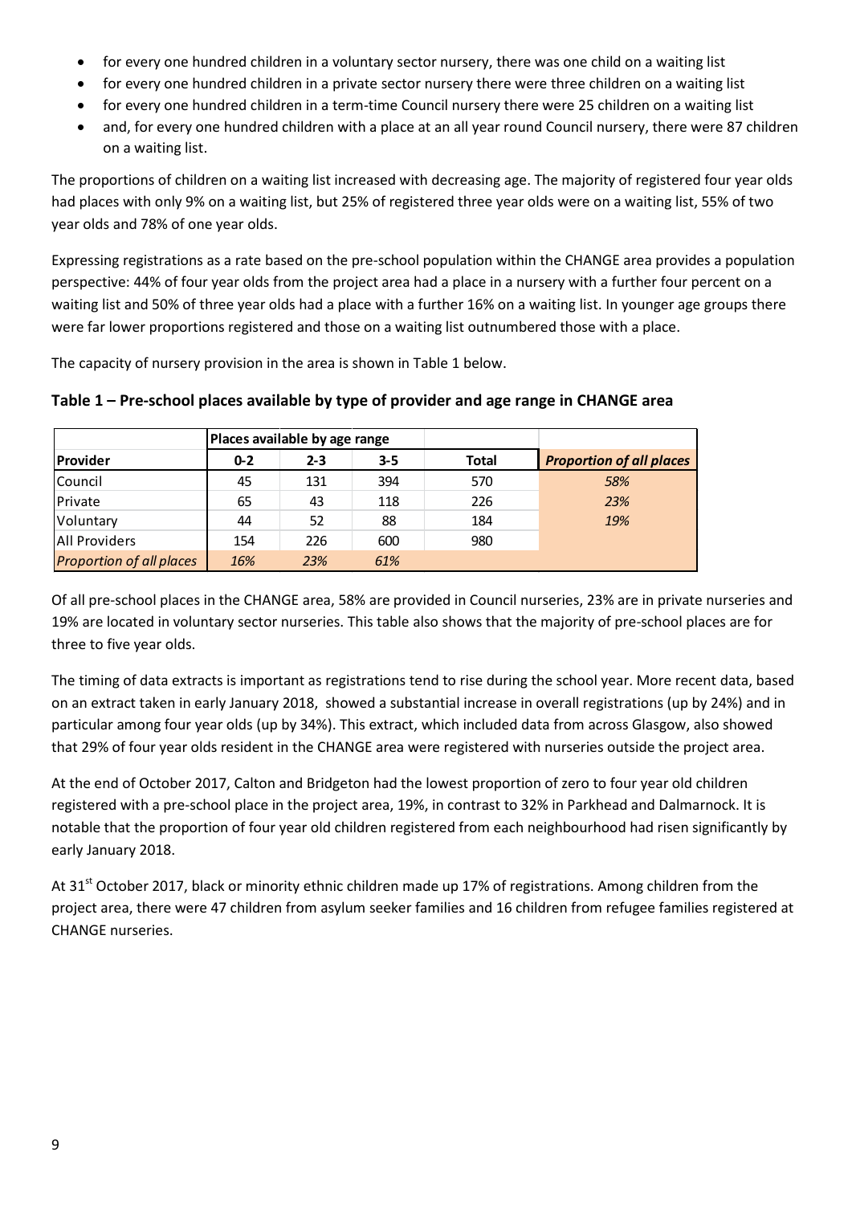- for every one hundred children in a voluntary sector nursery, there was one child on a waiting list
- for every one hundred children in a private sector nursery there were three children on a waiting list
- for every one hundred children in a term-time Council nursery there were 25 children on a waiting list
- and, for every one hundred children with a place at an all year round Council nursery, there were 87 children on a waiting list.

The proportions of children on a waiting list increased with decreasing age. The majority of registered four year olds had places with only 9% on a waiting list, but 25% of registered three year olds were on a waiting list, 55% of two year olds and 78% of one year olds.

Expressing registrations as a rate based on the pre-school population within the CHANGE area provides a population perspective: 44% of four year olds from the project area had a place in a nursery with a further four percent on a waiting list and 50% of three year olds had a place with a further 16% on a waiting list. In younger age groups there were far lower proportions registered and those on a waiting list outnumbered those with a place.

The capacity of nursery provision in the area is shown in Table 1 below.

**Table 1 – Pre-school places available by type of provider and age range in CHANGE area**

| | Places available by age range | | | | |
|---|---|---|---|---|---|
| **Provider** | **0-2** | **2-3** | **3-5** | **Total** | ***Proportion of all places*** |
| Council | 45 | 131 | 394 | 570 | *58%* |
| Private | 65 | 43 | 118 | 226 | *23%* |
| Voluntary | 44 | 52 | 88 | 184 | *19%* |
| All Providers | 154 | 226 | 600 | 980 | |
| *Proportion of all places* | *16%* | *23%* | *61%* | | |

Of all pre-school places in the CHANGE area, 58% are provided in Council nurseries, 23% are in private nurseries and 19% are located in voluntary sector nurseries. This table also shows that the majority of pre-school places are for three to five year olds.

The timing of data extracts is important as registrations tend to rise during the school year. More recent data, based on an extract taken in early January 2018, showed a substantial increase in overall registrations (up by 24%) and in particular among four year olds (up by 34%). This extract, which included data from across Glasgow, also showed that 29% of four year olds resident in the CHANGE area were registered with nurseries outside the project area.

At the end of October 2017, Calton and Bridgeton had the lowest proportion of zero to four year old children registered with a pre-school place in the project area, 19%, in contrast to 32% in Parkhead and Dalmarnock. It is notable that the proportion of four year old children registered from each neighbourhood had risen significantly by early January 2018.

At 31st October 2017, black or minority ethnic children made up 17% of registrations. Among children from the project area, there were 47 children from asylum seeker families and 16 children from refugee families registered at CHANGE nurseries.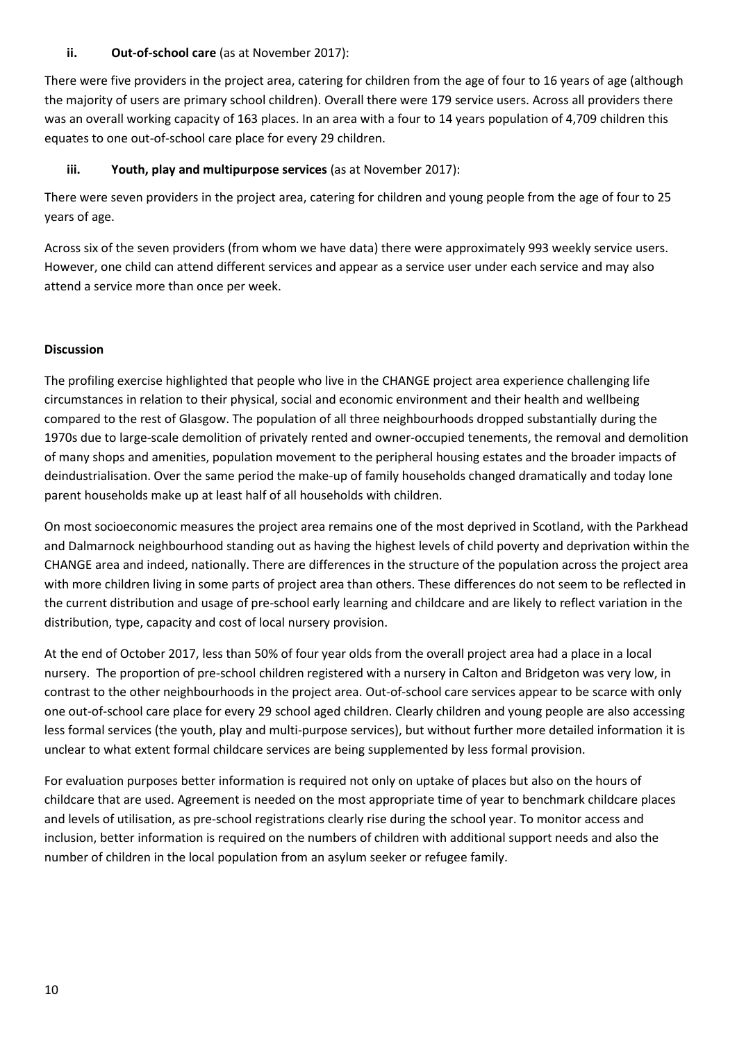**ii. Out-of-school care** (as at November 2017):

There were five providers in the project area, catering for children from the age of four to 16 years of age (although the majority of users are primary school children). Overall there were 179 service users. Across all providers there was an overall working capacity of 163 places. In an area with a four to 14 years population of 4,709 children this equates to one out-of-school care place for every 29 children.

**iii. Youth, play and multipurpose services** (as at November 2017):

There were seven providers in the project area, catering for children and young people from the age of four to 25 years of age.

Across six of the seven providers (from whom we have data) there were approximately 993 weekly service users. However, one child can attend different services and appear as a service user under each service and may also attend a service more than once per week.

**Discussion**

The profiling exercise highlighted that people who live in the CHANGE project area experience challenging life circumstances in relation to their physical, social and economic environment and their health and wellbeing compared to the rest of Glasgow. The population of all three neighbourhoods dropped substantially during the 1970s due to large-scale demolition of privately rented and owner-occupied tenements, the removal and demolition of many shops and amenities, population movement to the peripheral housing estates and the broader impacts of deindustrialisation. Over the same period the make-up of family households changed dramatically and today lone parent households make up at least half of all households with children.

On most socioeconomic measures the project area remains one of the most deprived in Scotland, with the Parkhead and Dalmarnock neighbourhood standing out as having the highest levels of child poverty and deprivation within the CHANGE area and indeed, nationally. There are differences in the structure of the population across the project area with more children living in some parts of project area than others. These differences do not seem to be reflected in the current distribution and usage of pre-school early learning and childcare and are likely to reflect variation in the distribution, type, capacity and cost of local nursery provision.

At the end of October 2017, less than 50% of four year olds from the overall project area had a place in a local nursery. The proportion of pre-school children registered with a nursery in Calton and Bridgeton was very low, in contrast to the other neighbourhoods in the project area. Out-of-school care services appear to be scarce with only one out-of-school care place for every 29 school aged children. Clearly children and young people are also accessing less formal services (the youth, play and multi-purpose services), but without further more detailed information it is unclear to what extent formal childcare services are being supplemented by less formal provision.

For evaluation purposes better information is required not only on uptake of places but also on the hours of childcare that are used. Agreement is needed on the most appropriate time of year to benchmark childcare places and levels of utilisation, as pre-school registrations clearly rise during the school year. To monitor access and inclusion, better information is required on the numbers of children with additional support needs and also the number of children in the local population from an asylum seeker or refugee family.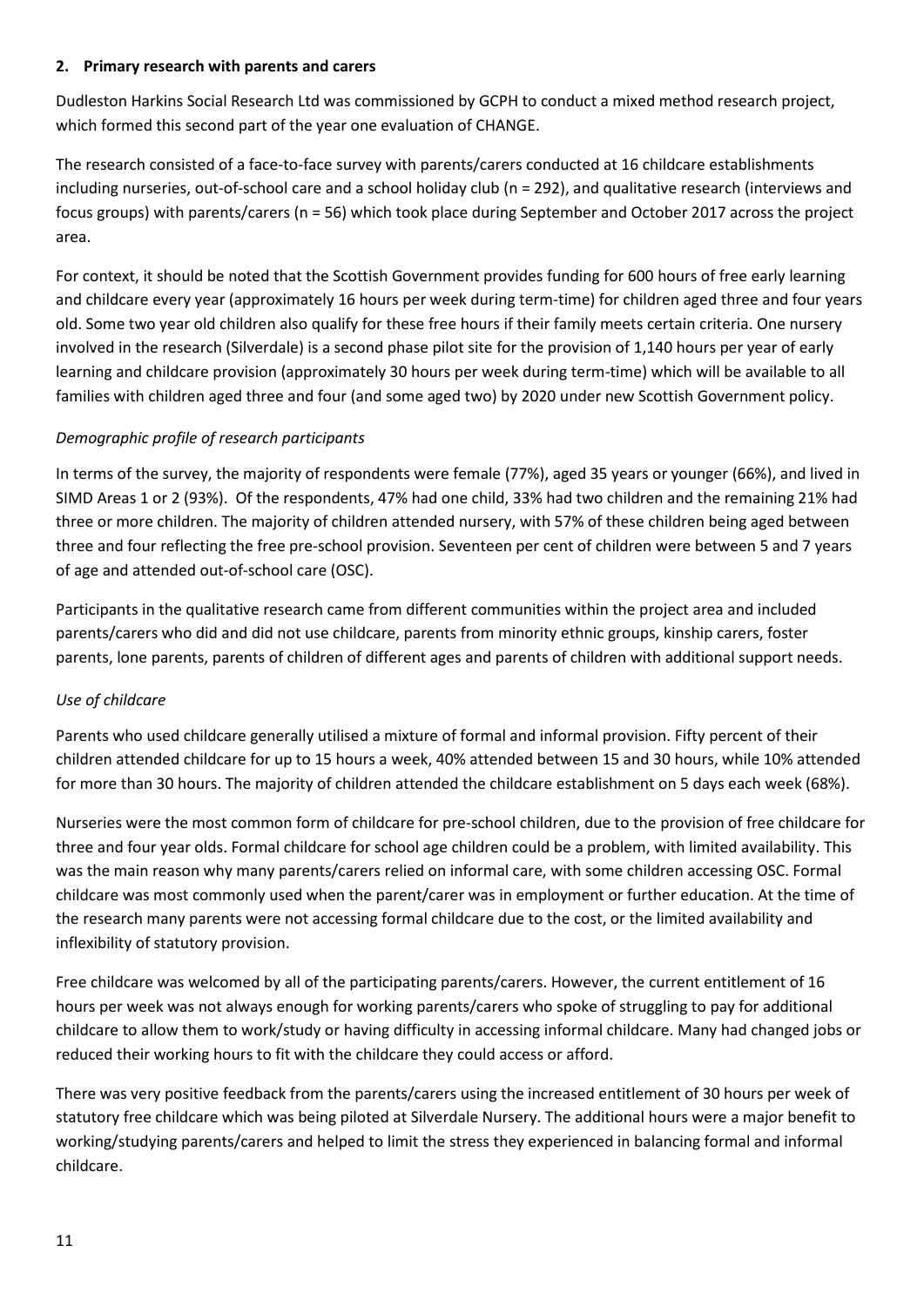## 2. Primary research with parents and carers

Dudleston Harkins Social Research Ltd was commissioned by GCPH to conduct a mixed method research project, which formed this second part of the year one evaluation of CHANGE.

The research consisted of a face-to-face survey with parents/carers conducted at 16 childcare establishments including nurseries, out-of-school care and a school holiday club (n = 292), and qualitative research (interviews and focus groups) with parents/carers (n = 56) which took place during September and October 2017 across the project area.

For context, it should be noted that the Scottish Government provides funding for 600 hours of free early learning and childcare every year (approximately 16 hours per week during term-time) for children aged three and four years old. Some two year old children also qualify for these free hours if their family meets certain criteria. One nursery involved in the research (Silverdale) is a second phase pilot site for the provision of 1,140 hours per year of early learning and childcare provision (approximately 30 hours per week during term-time) which will be available to all families with children aged three and four (and some aged two) by 2020 under new Scottish Government policy.

### *Demographic profile of research participants*

In terms of the survey, the majority of respondents were female (77%), aged 35 years or younger (66%), and lived in SIMD Areas 1 or 2 (93%). Of the respondents, 47% had one child, 33% had two children and the remaining 21% had three or more children. The majority of children attended nursery, with 57% of these children being aged between three and four reflecting the free pre-school provision. Seventeen per cent of children were between 5 and 7 years of age and attended out-of-school care (OSC).

Participants in the qualitative research came from different communities within the project area and included parents/carers who did and did not use childcare, parents from minority ethnic groups, kinship carers, foster parents, lone parents, parents of children of different ages and parents of children with additional support needs.

### *Use of childcare*

Parents who used childcare generally utilised a mixture of formal and informal provision. Fifty percent of their children attended childcare for up to 15 hours a week, 40% attended between 15 and 30 hours, while 10% attended for more than 30 hours. The majority of children attended the childcare establishment on 5 days each week (68%).

Nurseries were the most common form of childcare for pre-school children, due to the provision of free childcare for three and four year olds. Formal childcare for school age children could be a problem, with limited availability. This was the main reason why many parents/carers relied on informal care, with some children accessing OSC. Formal childcare was most commonly used when the parent/carer was in employment or further education. At the time of the research many parents were not accessing formal childcare due to the cost, or the limited availability and inflexibility of statutory provision.

Free childcare was welcomed by all of the participating parents/carers. However, the current entitlement of 16 hours per week was not always enough for working parents/carers who spoke of struggling to pay for additional childcare to allow them to work/study or having difficulty in accessing informal childcare. Many had changed jobs or reduced their working hours to fit with the childcare they could access or afford.

There was very positive feedback from the parents/carers using the increased entitlement of 30 hours per week of statutory free childcare which was being piloted at Silverdale Nursery. The additional hours were a major benefit to working/studying parents/carers and helped to limit the stress they experienced in balancing formal and informal childcare.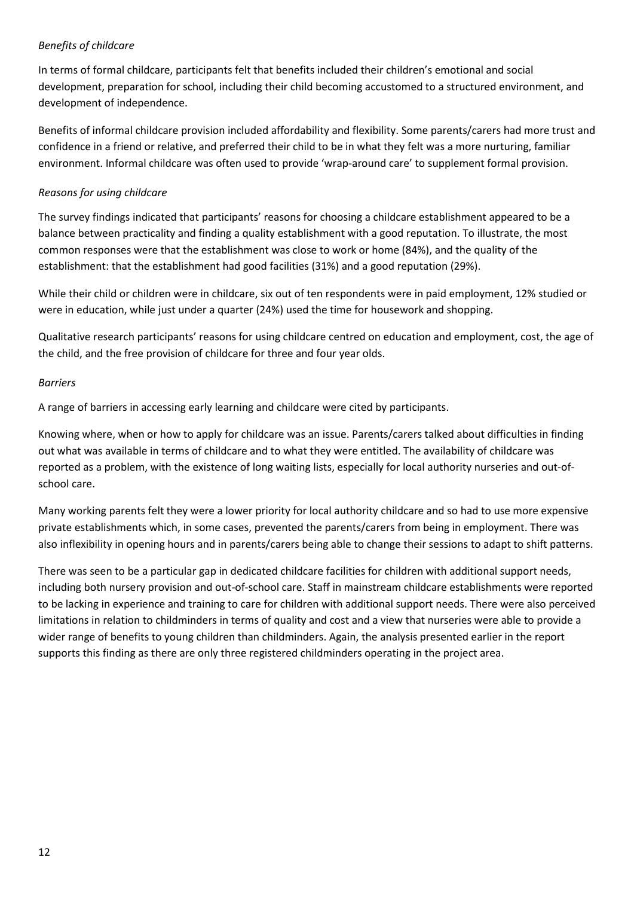*Benefits of childcare*

In terms of formal childcare, participants felt that benefits included their children's emotional and social development, preparation for school, including their child becoming accustomed to a structured environment, and development of independence.

Benefits of informal childcare provision included affordability and flexibility. Some parents/carers had more trust and confidence in a friend or relative, and preferred their child to be in what they felt was a more nurturing, familiar environment. Informal childcare was often used to provide 'wrap-around care' to supplement formal provision.

*Reasons for using childcare*

The survey findings indicated that participants' reasons for choosing a childcare establishment appeared to be a balance between practicality and finding a quality establishment with a good reputation. To illustrate, the most common responses were that the establishment was close to work or home (84%), and the quality of the establishment: that the establishment had good facilities (31%) and a good reputation (29%).

While their child or children were in childcare, six out of ten respondents were in paid employment, 12% studied or were in education, while just under a quarter (24%) used the time for housework and shopping.

Qualitative research participants' reasons for using childcare centred on education and employment, cost, the age of the child, and the free provision of childcare for three and four year olds.

*Barriers*

A range of barriers in accessing early learning and childcare were cited by participants.

Knowing where, when or how to apply for childcare was an issue. Parents/carers talked about difficulties in finding out what was available in terms of childcare and to what they were entitled. The availability of childcare was reported as a problem, with the existence of long waiting lists, especially for local authority nurseries and out-of-school care.

Many working parents felt they were a lower priority for local authority childcare and so had to use more expensive private establishments which, in some cases, prevented the parents/carers from being in employment. There was also inflexibility in opening hours and in parents/carers being able to change their sessions to adapt to shift patterns.

There was seen to be a particular gap in dedicated childcare facilities for children with additional support needs, including both nursery provision and out-of-school care. Staff in mainstream childcare establishments were reported to be lacking in experience and training to care for children with additional support needs. There were also perceived limitations in relation to childminders in terms of quality and cost and a view that nurseries were able to provide a wider range of benefits to young children than childminders. Again, the analysis presented earlier in the report supports this finding as there are only three registered childminders operating in the project area.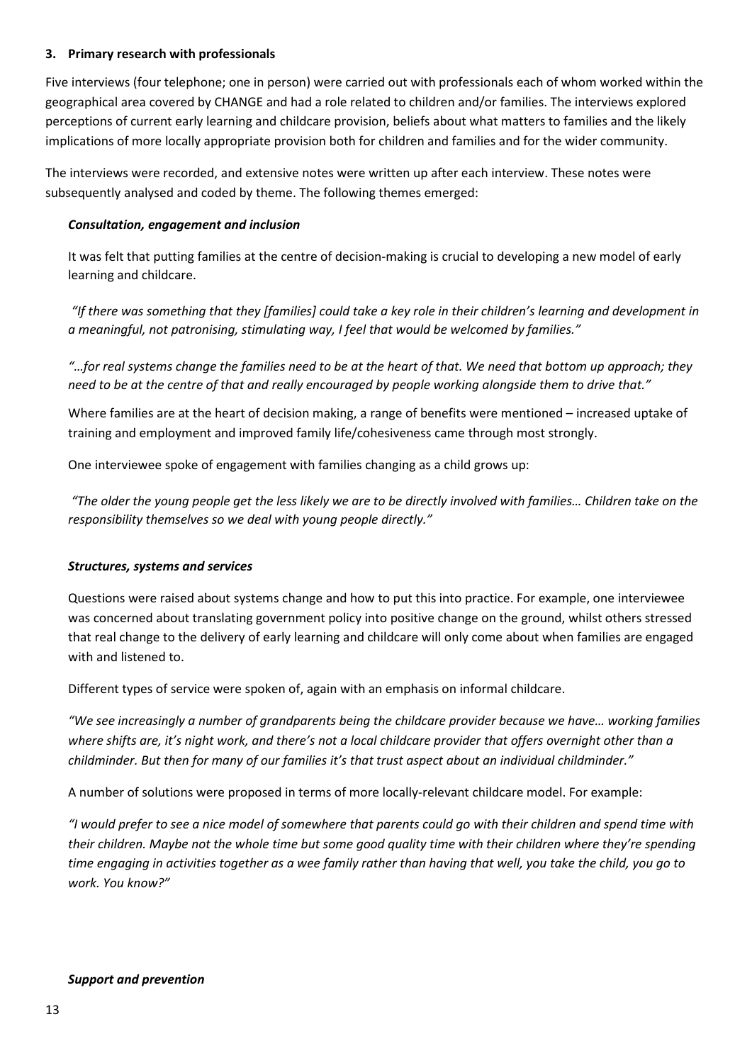## 3. Primary research with professionals

Five interviews (four telephone; one in person) were carried out with professionals each of whom worked within the geographical area covered by CHANGE and had a role related to children and/or families. The interviews explored perceptions of current early learning and childcare provision, beliefs about what matters to families and the likely implications of more locally appropriate provision both for children and families and for the wider community.

The interviews were recorded, and extensive notes were written up after each interview. These notes were subsequently analysed and coded by theme. The following themes emerged:

### *Consultation, engagement and inclusion*

It was felt that putting families at the centre of decision-making is crucial to developing a new model of early learning and childcare.

*"If there was something that they [families] could take a key role in their children's learning and development in a meaningful, not patronising, stimulating way, I feel that would be welcomed by families."*

*"…for real systems change the families need to be at the heart of that. We need that bottom up approach; they need to be at the centre of that and really encouraged by people working alongside them to drive that."*

Where families are at the heart of decision making, a range of benefits were mentioned – increased uptake of training and employment and improved family life/cohesiveness came through most strongly.

One interviewee spoke of engagement with families changing as a child grows up:

*"The older the young people get the less likely we are to be directly involved with families… Children take on the responsibility themselves so we deal with young people directly."*

### *Structures, systems and services*

Questions were raised about systems change and how to put this into practice. For example, one interviewee was concerned about translating government policy into positive change on the ground, whilst others stressed that real change to the delivery of early learning and childcare will only come about when families are engaged with and listened to.

Different types of service were spoken of, again with an emphasis on informal childcare.

*"We see increasingly a number of grandparents being the childcare provider because we have… working families where shifts are, it's night work, and there's not a local childcare provider that offers overnight other than a childminder. But then for many of our families it's that trust aspect about an individual childminder."*

A number of solutions were proposed in terms of more locally-relevant childcare model. For example:

*"I would prefer to see a nice model of somewhere that parents could go with their children and spend time with their children. Maybe not the whole time but some good quality time with their children where they're spending time engaging in activities together as a wee family rather than having that well, you take the child, you go to work. You know?"*

### *Support and prevention*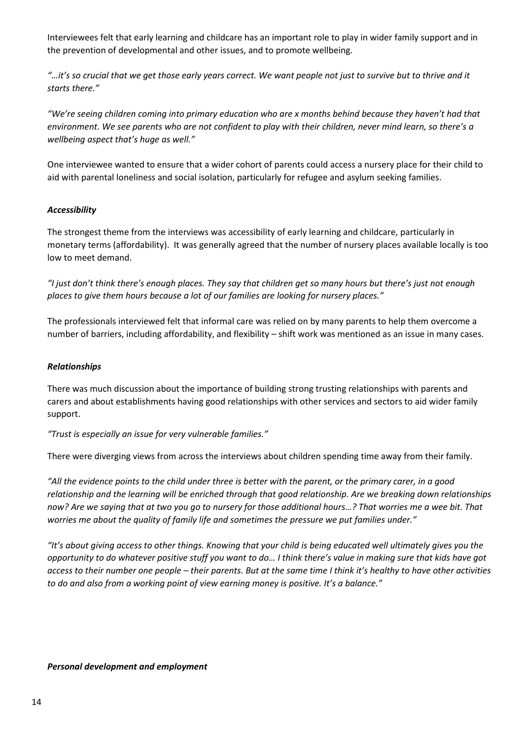Interviewees felt that early learning and childcare has an important role to play in wider family support and in the prevention of developmental and other issues, and to promote wellbeing.

*"…it's so crucial that we get those early years correct. We want people not just to survive but to thrive and it starts there."*

*"We're seeing children coming into primary education who are x months behind because they haven't had that environment. We see parents who are not confident to play with their children, never mind learn, so there's a wellbeing aspect that's huge as well."*

One interviewee wanted to ensure that a wider cohort of parents could access a nursery place for their child to aid with parental loneliness and social isolation, particularly for refugee and asylum seeking families.

### ***Accessibility***

The strongest theme from the interviews was accessibility of early learning and childcare, particularly in monetary terms (affordability). It was generally agreed that the number of nursery places available locally is too low to meet demand.

*"I just don't think there's enough places. They say that children get so many hours but there's just not enough places to give them hours because a lot of our families are looking for nursery places."*

The professionals interviewed felt that informal care was relied on by many parents to help them overcome a number of barriers, including affordability, and flexibility – shift work was mentioned as an issue in many cases.

### ***Relationships***

There was much discussion about the importance of building strong trusting relationships with parents and carers and about establishments having good relationships with other services and sectors to aid wider family support.

*"Trust is especially an issue for very vulnerable families."*

There were diverging views from across the interviews about children spending time away from their family.

*"All the evidence points to the child under three is better with the parent, or the primary carer, in a good relationship and the learning will be enriched through that good relationship. Are we breaking down relationships now? Are we saying that at two you go to nursery for those additional hours…? That worries me a wee bit. That worries me about the quality of family life and sometimes the pressure we put families under."*

*"It's about giving access to other things. Knowing that your child is being educated well ultimately gives you the opportunity to do whatever positive stuff you want to do… I think there's value in making sure that kids have got access to their number one people – their parents. But at the same time I think it's healthy to have other activities to do and also from a working point of view earning money is positive. It's a balance."*

### ***Personal development and employment***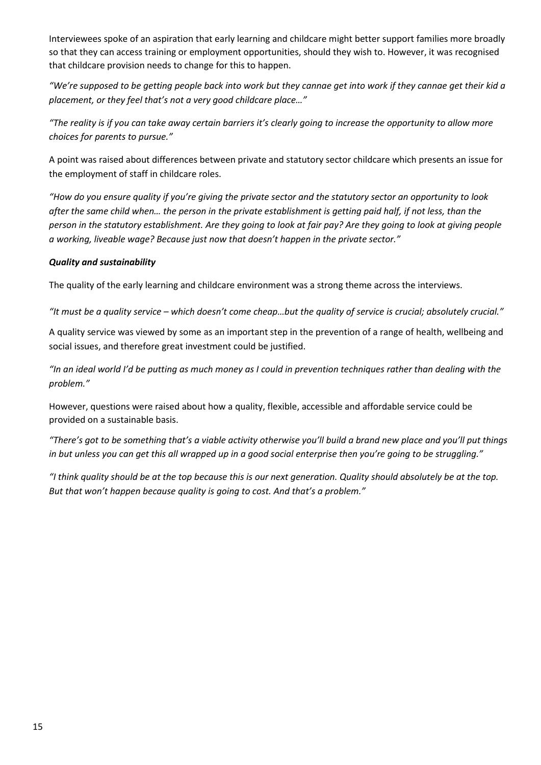Interviewees spoke of an aspiration that early learning and childcare might better support families more broadly so that they can access training or employment opportunities, should they wish to. However, it was recognised that childcare provision needs to change for this to happen.

*"We're supposed to be getting people back into work but they cannae get into work if they cannae get their kid a placement, or they feel that's not a very good childcare place…"*

*"The reality is if you can take away certain barriers it's clearly going to increase the opportunity to allow more choices for parents to pursue."*

A point was raised about differences between private and statutory sector childcare which presents an issue for the employment of staff in childcare roles.

*"How do you ensure quality if you're giving the private sector and the statutory sector an opportunity to look after the same child when… the person in the private establishment is getting paid half, if not less, than the person in the statutory establishment. Are they going to look at fair pay? Are they going to look at giving people a working, liveable wage? Because just now that doesn't happen in the private sector."*

***Quality and sustainability***

The quality of the early learning and childcare environment was a strong theme across the interviews.

*"It must be a quality service – which doesn't come cheap…but the quality of service is crucial; absolutely crucial."*

A quality service was viewed by some as an important step in the prevention of a range of health, wellbeing and social issues, and therefore great investment could be justified.

*"In an ideal world I'd be putting as much money as I could in prevention techniques rather than dealing with the problem."*

However, questions were raised about how a quality, flexible, accessible and affordable service could be provided on a sustainable basis.

*"There's got to be something that's a viable activity otherwise you'll build a brand new place and you'll put things in but unless you can get this all wrapped up in a good social enterprise then you're going to be struggling."*

*"I think quality should be at the top because this is our next generation. Quality should absolutely be at the top. But that won't happen because quality is going to cost. And that's a problem."*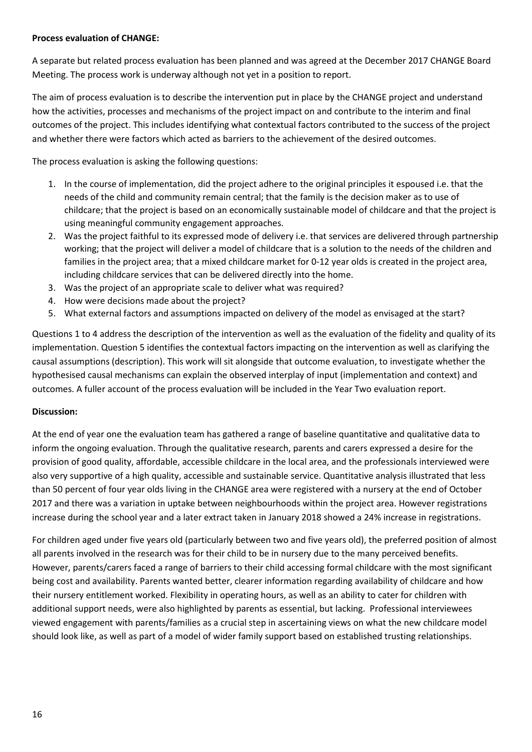**Process evaluation of CHANGE:**

A separate but related process evaluation has been planned and was agreed at the December 2017 CHANGE Board Meeting. The process work is underway although not yet in a position to report.

The aim of process evaluation is to describe the intervention put in place by the CHANGE project and understand how the activities, processes and mechanisms of the project impact on and contribute to the interim and final outcomes of the project. This includes identifying what contextual factors contributed to the success of the project and whether there were factors which acted as barriers to the achievement of the desired outcomes.

The process evaluation is asking the following questions:

1. In the course of implementation, did the project adhere to the original principles it espoused i.e. that the needs of the child and community remain central; that the family is the decision maker as to use of childcare; that the project is based on an economically sustainable model of childcare and that the project is using meaningful community engagement approaches.
2. Was the project faithful to its expressed mode of delivery i.e. that services are delivered through partnership working; that the project will deliver a model of childcare that is a solution to the needs of the children and families in the project area; that a mixed childcare market for 0-12 year olds is created in the project area, including childcare services that can be delivered directly into the home.
3. Was the project of an appropriate scale to deliver what was required?
4. How were decisions made about the project?
5. What external factors and assumptions impacted on delivery of the model as envisaged at the start?

Questions 1 to 4 address the description of the intervention as well as the evaluation of the fidelity and quality of its implementation. Question 5 identifies the contextual factors impacting on the intervention as well as clarifying the causal assumptions (description). This work will sit alongside that outcome evaluation, to investigate whether the hypothesised causal mechanisms can explain the observed interplay of input (implementation and context) and outcomes. A fuller account of the process evaluation will be included in the Year Two evaluation report.

**Discussion:**

At the end of year one the evaluation team has gathered a range of baseline quantitative and qualitative data to inform the ongoing evaluation. Through the qualitative research, parents and carers expressed a desire for the provision of good quality, affordable, accessible childcare in the local area, and the professionals interviewed were also very supportive of a high quality, accessible and sustainable service. Quantitative analysis illustrated that less than 50 percent of four year olds living in the CHANGE area were registered with a nursery at the end of October 2017 and there was a variation in uptake between neighbourhoods within the project area. However registrations increase during the school year and a later extract taken in January 2018 showed a 24% increase in registrations.

For children aged under five years old (particularly between two and five years old), the preferred position of almost all parents involved in the research was for their child to be in nursery due to the many perceived benefits. However, parents/carers faced a range of barriers to their child accessing formal childcare with the most significant being cost and availability. Parents wanted better, clearer information regarding availability of childcare and how their nursery entitlement worked. Flexibility in operating hours, as well as an ability to cater for children with additional support needs, were also highlighted by parents as essential, but lacking. Professional interviewees viewed engagement with parents/families as a crucial step in ascertaining views on what the new childcare model should look like, as well as part of a model of wider family support based on established trusting relationships.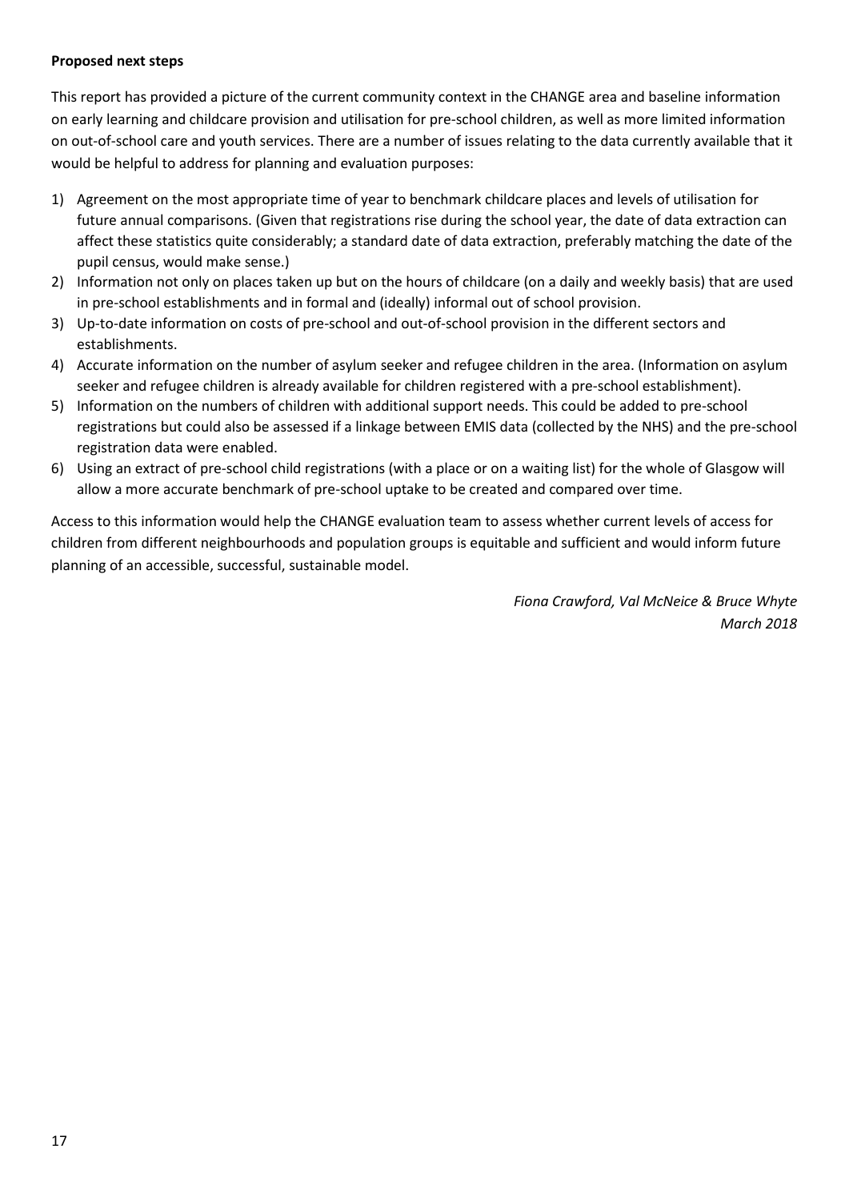**Proposed next steps**

This report has provided a picture of the current community context in the CHANGE area and baseline information on early learning and childcare provision and utilisation for pre-school children, as well as more limited information on out-of-school care and youth services. There are a number of issues relating to the data currently available that it would be helpful to address for planning and evaluation purposes:

1) Agreement on the most appropriate time of year to benchmark childcare places and levels of utilisation for future annual comparisons. (Given that registrations rise during the school year, the date of data extraction can affect these statistics quite considerably; a standard date of data extraction, preferably matching the date of the pupil census, would make sense.)
2) Information not only on places taken up but on the hours of childcare (on a daily and weekly basis) that are used in pre-school establishments and in formal and (ideally) informal out of school provision.
3) Up-to-date information on costs of pre-school and out-of-school provision in the different sectors and establishments.
4) Accurate information on the number of asylum seeker and refugee children in the area. (Information on asylum seeker and refugee children is already available for children registered with a pre-school establishment).
5) Information on the numbers of children with additional support needs. This could be added to pre-school registrations but could also be assessed if a linkage between EMIS data (collected by the NHS) and the pre-school registration data were enabled.
6) Using an extract of pre-school child registrations (with a place or on a waiting list) for the whole of Glasgow will allow a more accurate benchmark of pre-school uptake to be created and compared over time.

Access to this information would help the CHANGE evaluation team to assess whether current levels of access for children from different neighbourhoods and population groups is equitable and sufficient and would inform future planning of an accessible, successful, sustainable model.

*Fiona Crawford, Val McNeice & Bruce Whyte*
*March 2018*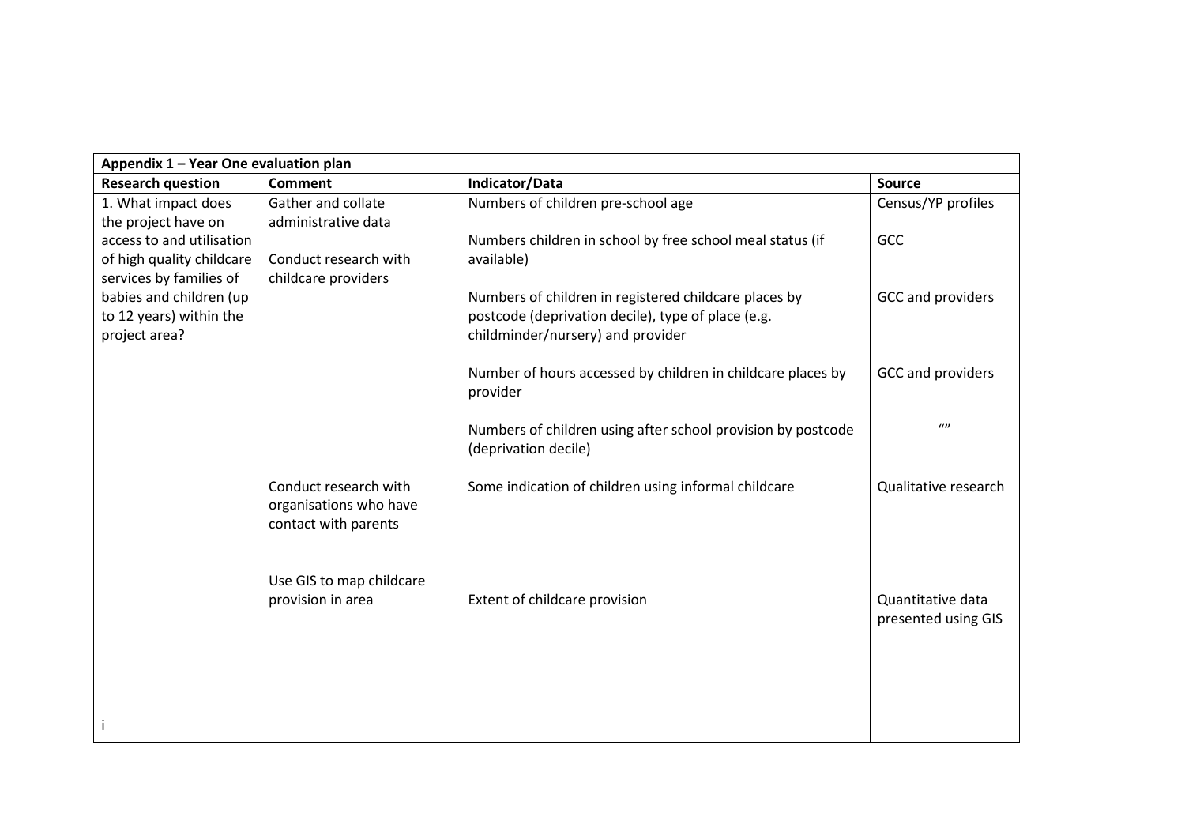| Appendix 1 – Year One evaluation plan | | | |
|---|---|---|---|
| **Research question** | **Comment** | **Indicator/Data** | **Source** |
| 1. What impact does the project have on access to and utilisation of high quality childcare services by families of babies and children (up to 12 years) within the project area? | Gather and collate administrative data<br><br>Conduct research with childcare providers | Numbers of children pre-school age<br><br>Numbers children in school by free school meal status (if available)<br><br>Numbers of children in registered childcare places by postcode (deprivation decile), type of place (e.g. childminder/nursery) and provider<br><br>Number of hours accessed by children in childcare places by provider<br><br>Numbers of children using after school provision by postcode (deprivation decile) | Census/YP profiles<br><br>GCC<br><br>GCC and providers<br><br>GCC and providers<br><br>"" |
| | Conduct research with organisations who have contact with parents | Some indication of children using informal childcare | Qualitative research |
| | Use GIS to map childcare provision in area | Extent of childcare provision | Quantitative data presented using GIS |
| i | | | |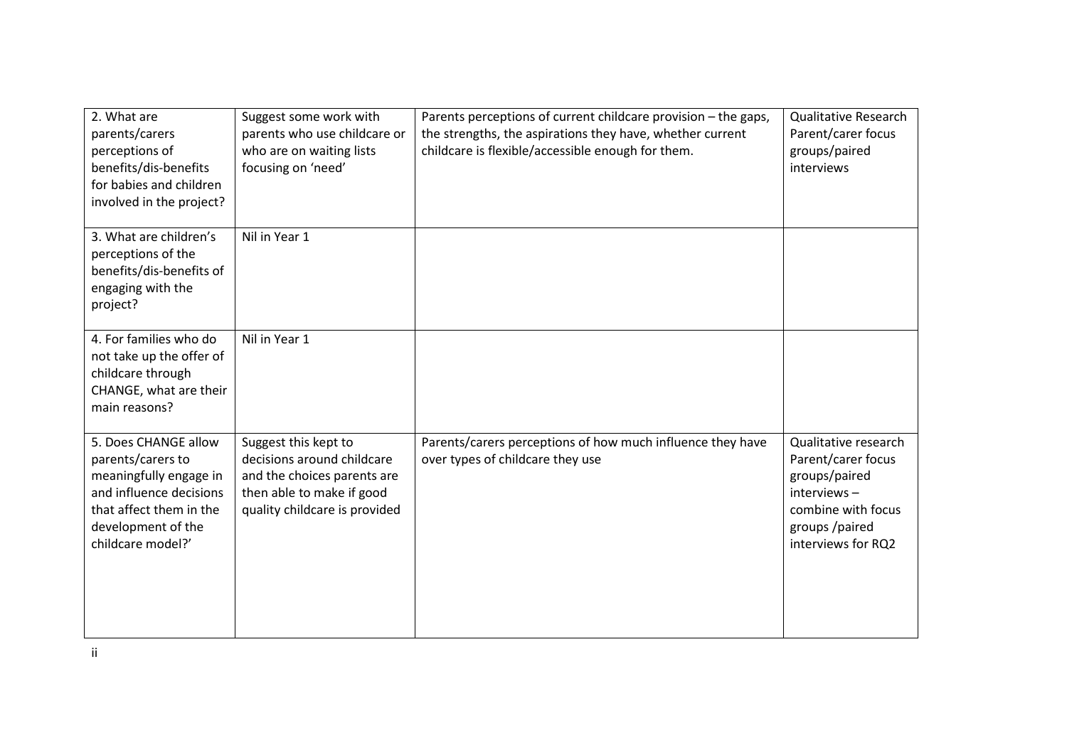| | | | |
|---|---|---|---|
| 2. What are parents/carers perceptions of benefits/dis-benefits for babies and children involved in the project? | Suggest some work with parents who use childcare or who are on waiting lists focusing on 'need' | Parents perceptions of current childcare provision – the gaps, the strengths, the aspirations they have, whether current childcare is flexible/accessible enough for them. | Qualitative Research Parent/carer focus groups/paired interviews |
| 3. What are children's perceptions of the benefits/dis-benefits of engaging with the project? | Nil in Year 1 | | |
| 4. For families who do not take up the offer of childcare through CHANGE, what are their main reasons? | Nil in Year 1 | | |
| 5. Does CHANGE allow parents/carers to meaningfully engage in and influence decisions that affect them in the development of the childcare model?' | Suggest this kept to decisions around childcare and the choices parents are then able to make if good quality childcare is provided | Parents/carers perceptions of how much influence they have over types of childcare they use | Qualitative research Parent/carer focus groups/paired interviews – combine with focus groups /paired interviews for RQ2 |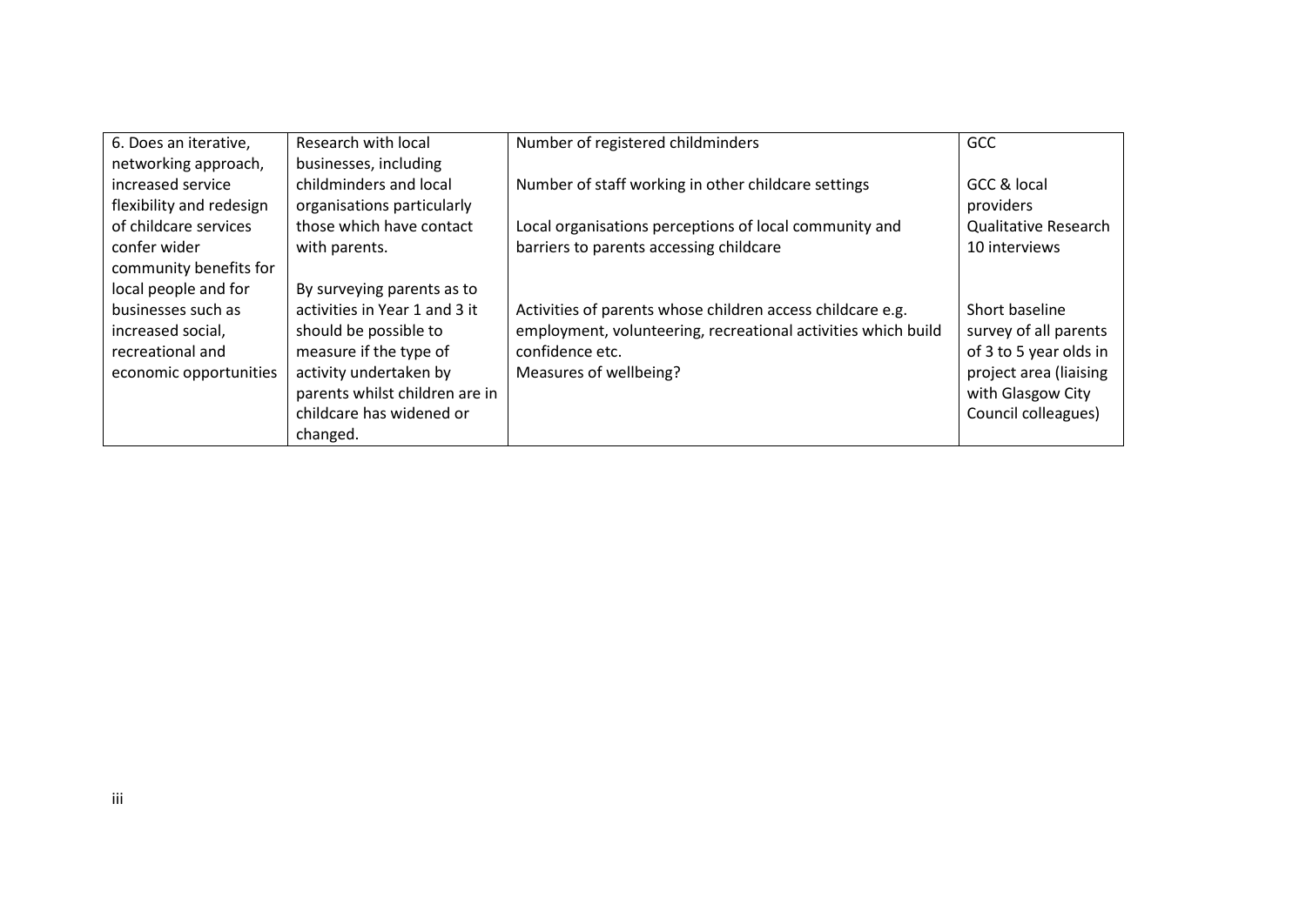| | | | |
|---|---|---|---|
| 6. Does an iterative, networking approach, increased service flexibility and redesign of childcare services confer wider community benefits for local people and for businesses such as increased social, recreational and economic opportunities | Research with local businesses, including childminders and local organisations particularly those which have contact with parents.<br><br>By surveying parents as to activities in Year 1 and 3 it should be possible to measure if the type of activity undertaken by parents whilst children are in childcare has widened or changed. | Number of registered childminders<br><br>Number of staff working in other childcare settings<br><br>Local organisations perceptions of local community and barriers to parents accessing childcare<br><br>Activities of parents whose children access childcare e.g. employment, volunteering, recreational activities which build confidence etc.<br>Measures of wellbeing? | GCC<br><br>GCC & local providers<br>Qualitative Research 10 interviews<br><br>Short baseline survey of all parents of 3 to 5 year olds in project area (liaising with Glasgow City Council colleagues) |